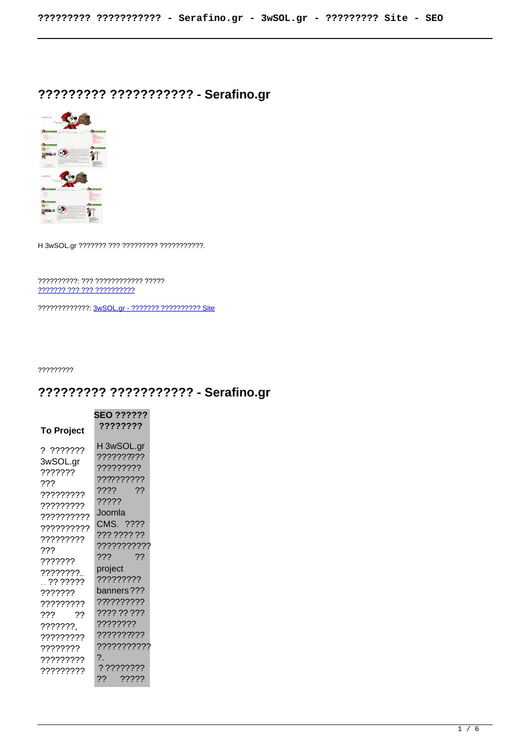# ????????? ??????????? - Serafino.gr

H 3wSOL.gr ??????? ??? ????????? ???????????.

??????????: ??? ???????????? ?????
??????? ??? ??? ??????????

?????????????: 3wSOL.gr - ??????? ?????????? Site

?????????

# ????????? ??????????? - Serafino.gr

| To Project | SEO ?????? ???????? |
|---|---|
| ? ??????? 3wSOL.gr ??????? ??? ????????? ????????? ?????????? ?????????? ????????? ??? ??????? ????????. ?? ????? ??????? ????????? ??? ?? ???????, ????????? ???????? ????????? ????????? | H 3wSOL.gr ?????????? ????????? ????????? ???? ?? ????? Joomla CMS. ???? ??? ???? ?? ??????????? ??? ?? project ????????? banners ??? ?????????? ???? ?? ??? ???????? ?????????? ??????????? ?. ? ???????? ?? ????? |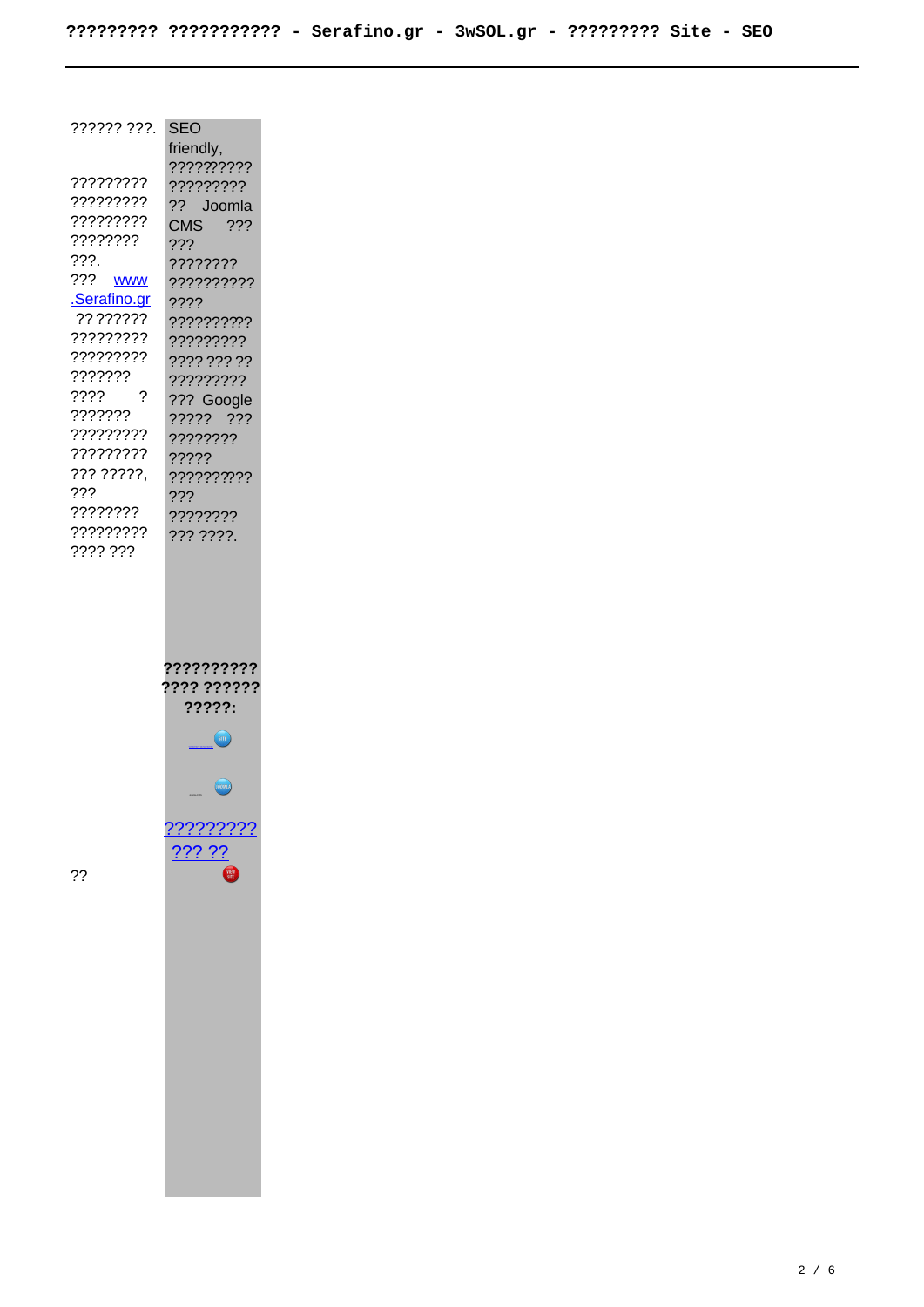?????? ???.

????????? ????????? ????????? ???????? ???.

??? www.Serafino.gr ?? ?????? ????????? ????????? ??????? ???? ? ??????? ????????? ????????? ??? ?????, ??? ???????? ????????? ???? ???

??

SEO friendly, ?????????? ????????? ?? Joomla CMS ??? ??? ???????? ?????????? ???? ?????????? ????????? ???? ??? ?? ????????? ??? Google ????? ??? ???????? ????? ?????????? ??? ???????? ??? ????.

**?????????? ???? ?????? ?????:**

[????????? ??? ??]()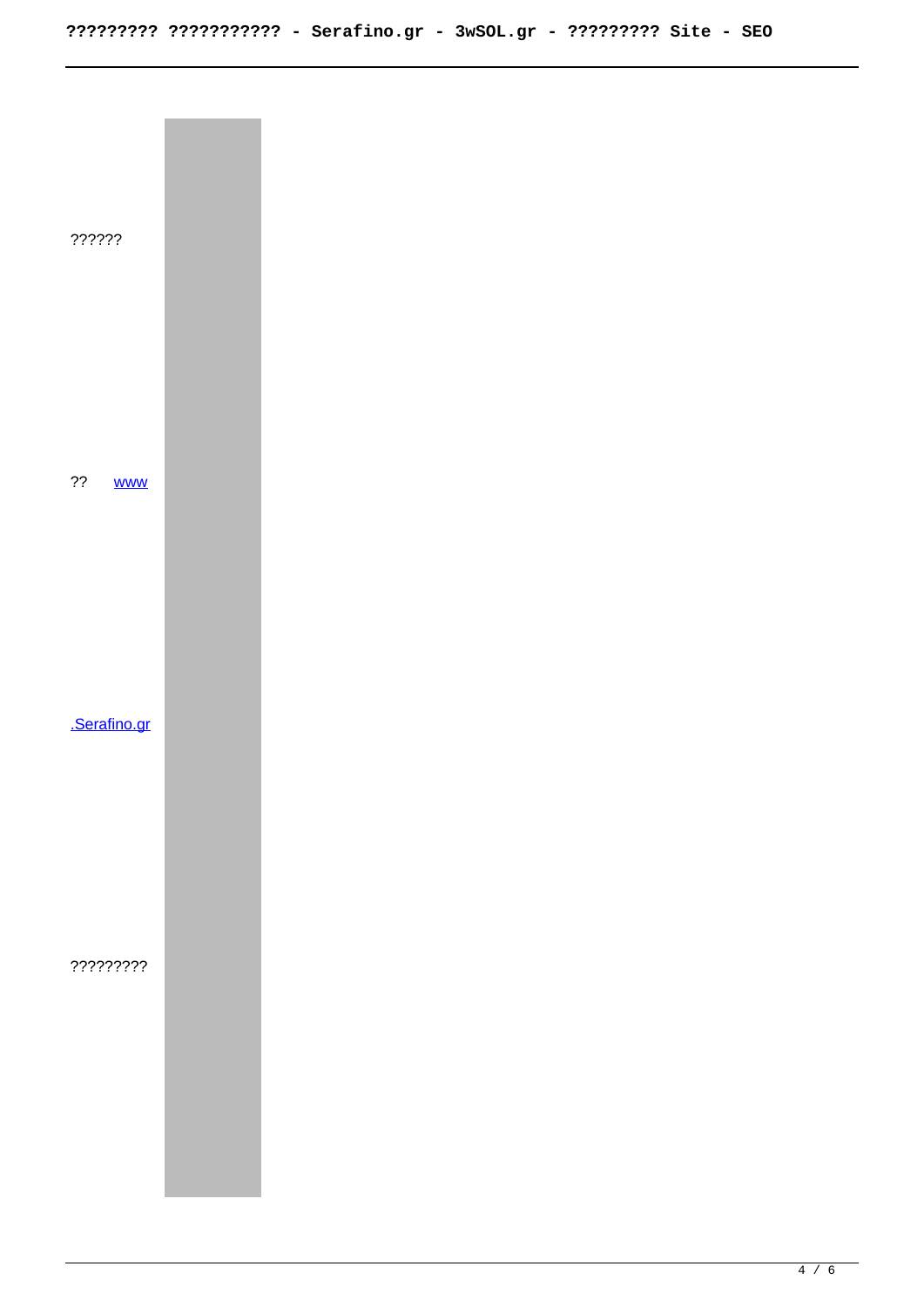??????

?? www

.Serafino.gr

?????????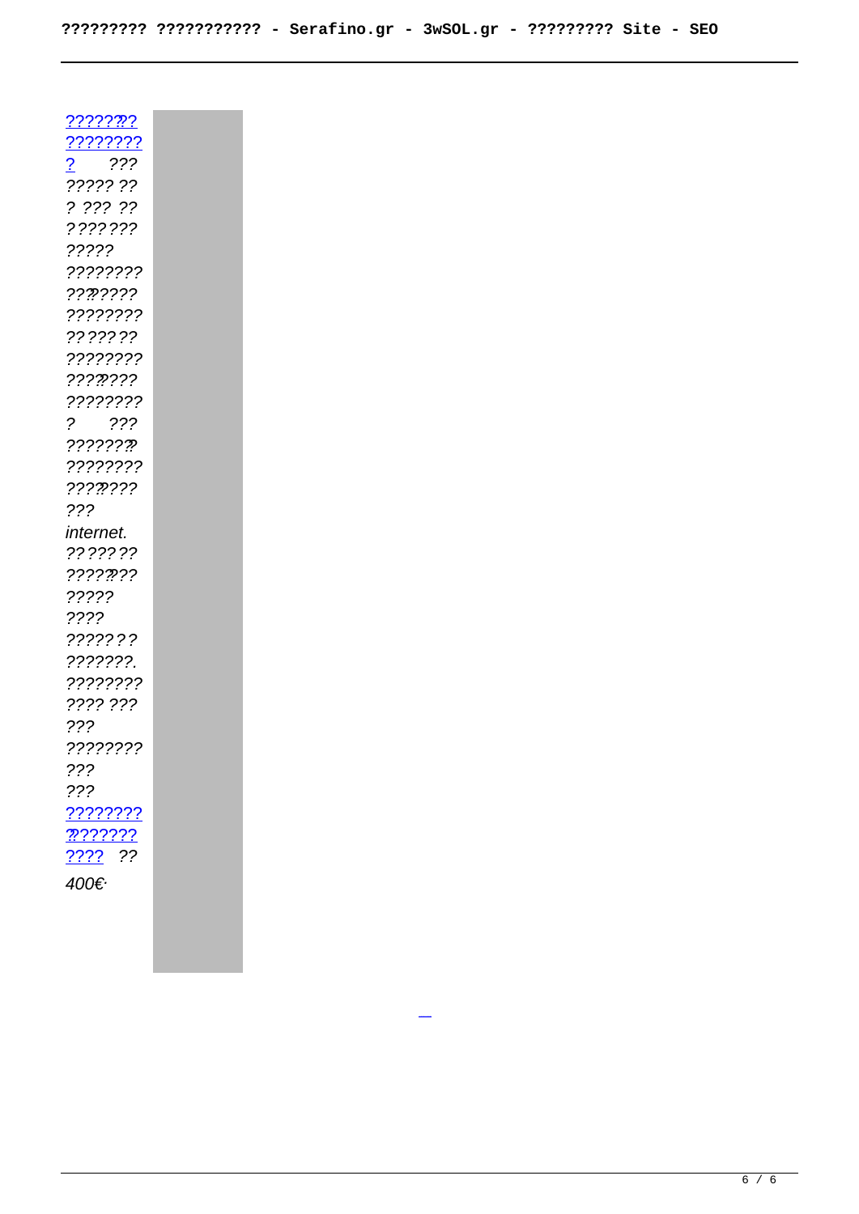???????? ???????? ? ??? ????? ?? ? ??? ?? ??? ??? ????? ???????? ???????? ???????? ?? ???? ???????? ???????? ???????? ? ??? ???????? ???????? ???????? ??? internet. ?? ???? ???????? ????? ???? ??????? ???????. ???????? ???? ??? ??? ???????? ??? ??? ???????? ???????? ???? ?? 400€·